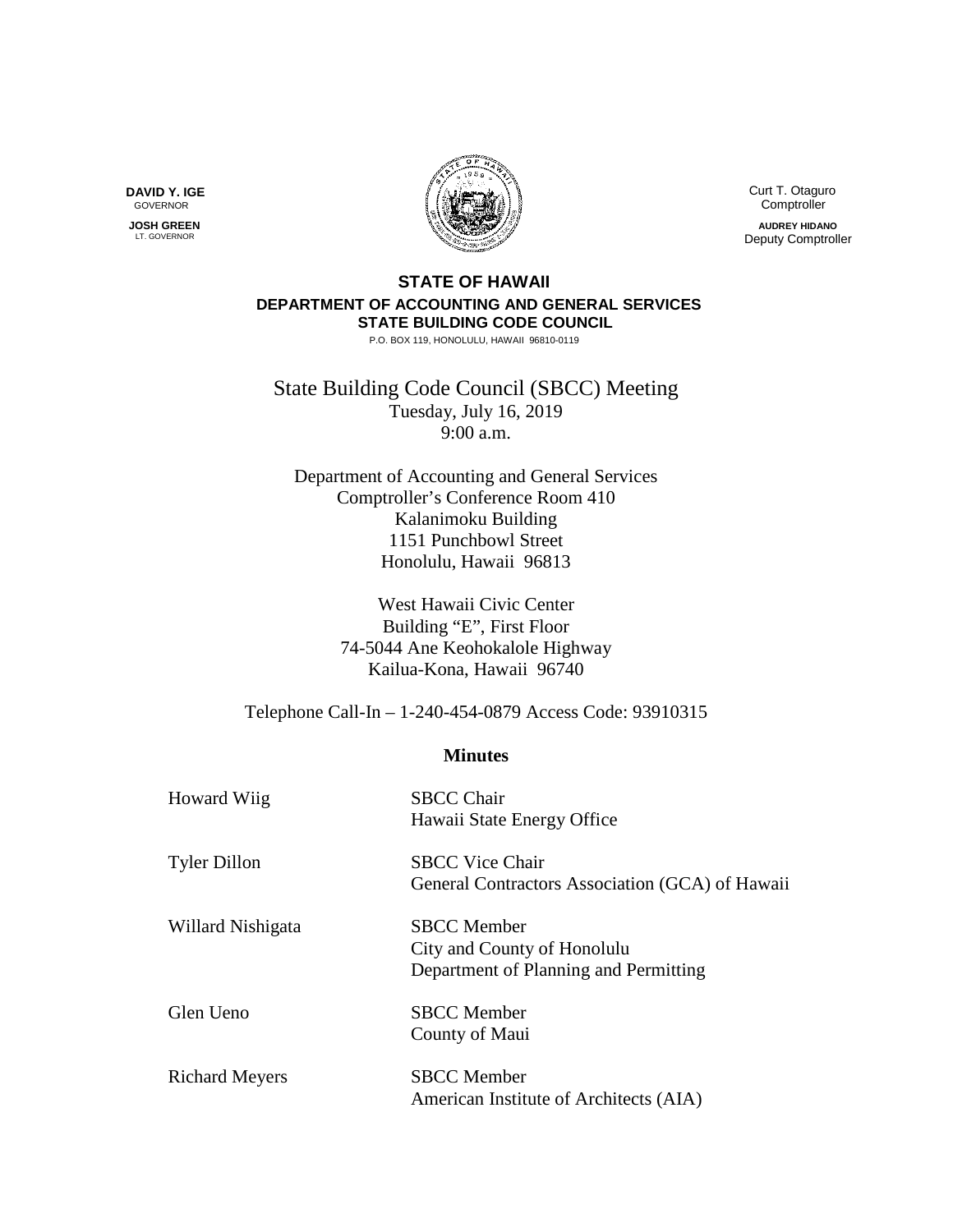**DAVID Y. IGE**
GOVERNOR

**JOSH GREEN**
LT. GOVERNOR

Curt T. Otaguro
Comptroller

**AUDREY HIDANO**
Deputy Comptroller

**STATE OF HAWAII**
**DEPARTMENT OF ACCOUNTING AND GENERAL SERVICES**
**STATE BUILDING CODE COUNCIL**
P.O. BOX 119, HONOLULU, HAWAII 96810-0119

State Building Code Council (SBCC) Meeting
Tuesday, July 16, 2019
9:00 a.m.

Department of Accounting and General Services
Comptroller's Conference Room 410
Kalanimoku Building
1151 Punchbowl Street
Honolulu, Hawaii 96813

West Hawaii Civic Center
Building "E", First Floor
74-5044 Ane Keohokalole Highway
Kailua-Kona, Hawaii 96740

Telephone Call-In – 1-240-454-0879 Access Code: 93910315

## Minutes

| | |
|---|---|
| Howard Wiig | SBCC Chair<br>Hawaii State Energy Office |
| Tyler Dillon | SBCC Vice Chair<br>General Contractors Association (GCA) of Hawaii |
| Willard Nishigata | SBCC Member<br>City and County of Honolulu<br>Department of Planning and Permitting |
| Glen Ueno | SBCC Member<br>County of Maui |
| Richard Meyers | SBCC Member<br>American Institute of Architects (AIA) |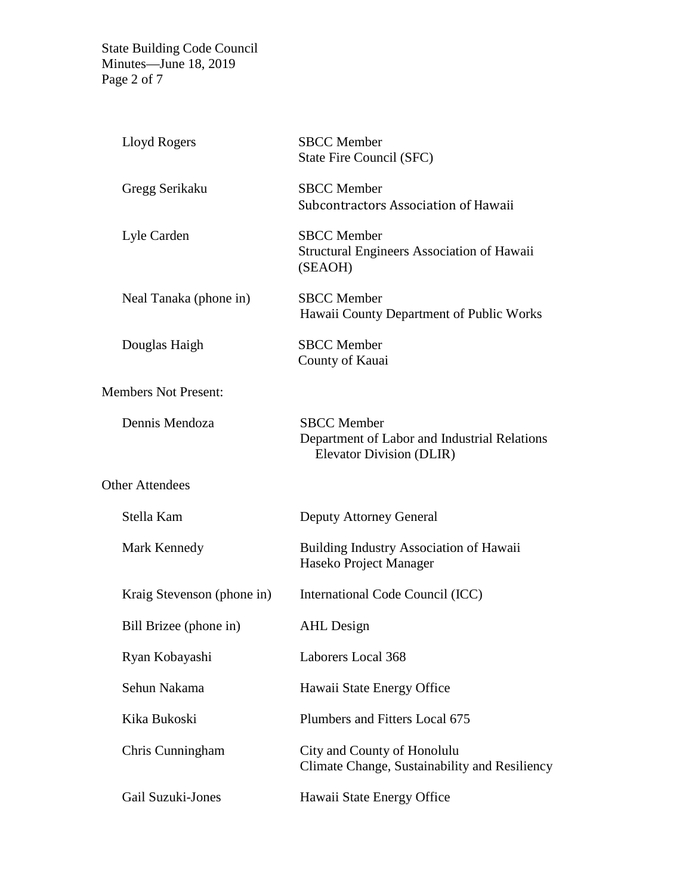| | |
|---|---|
| Lloyd Rogers | SBCC Member<br>State Fire Council (SFC) |
| Gregg Serikaku | SBCC Member<br>Subcontractors Association of Hawaii |
| Lyle Carden | SBCC Member<br>Structural Engineers Association of Hawaii (SEAOH) |
| Neal Tanaka (phone in) | SBCC Member<br>Hawaii County Department of Public Works |
| Douglas Haigh | SBCC Member<br>County of Kauai |

Members Not Present:

| | |
|---|---|
| Dennis Mendoza | SBCC Member<br>Department of Labor and Industrial Relations Elevator Division (DLIR) |

Other Attendees

| | |
|---|---|
| Stella Kam | Deputy Attorney General |
| Mark Kennedy | Building Industry Association of Hawaii<br>Haseko Project Manager |
| Kraig Stevenson (phone in) | International Code Council (ICC) |
| Bill Brizee (phone in) | AHL Design |
| Ryan Kobayashi | Laborers Local 368 |
| Sehun Nakama | Hawaii State Energy Office |
| Kika Bukoski | Plumbers and Fitters Local 675 |
| Chris Cunningham | City and County of Honolulu<br>Climate Change, Sustainability and Resiliency |
| Gail Suzuki-Jones | Hawaii State Energy Office |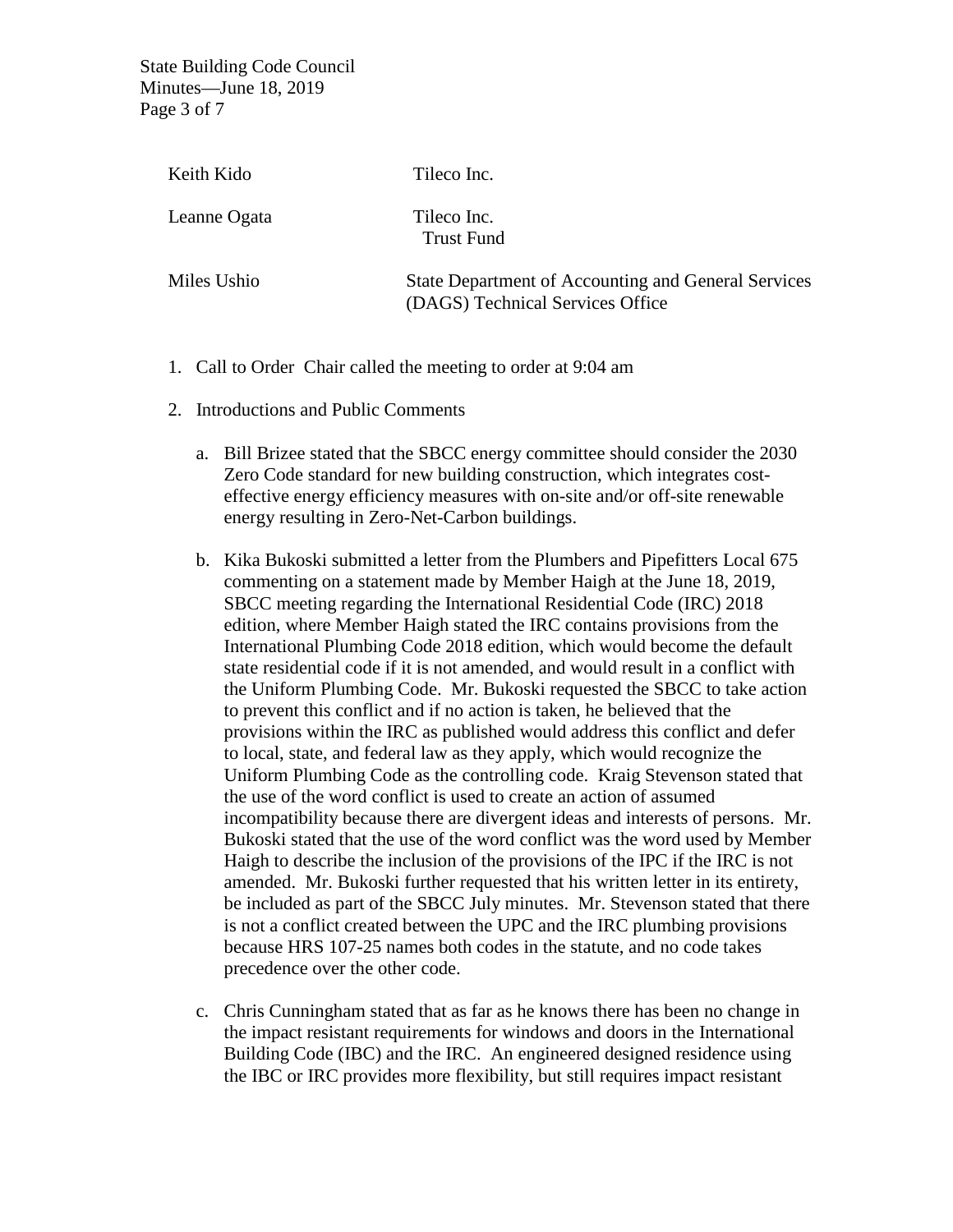| | |
|---|---|
| Keith Kido | Tileco Inc. |
| Leanne Ogata | Tileco Inc. Trust Fund |
| Miles Ushio | State Department of Accounting and General Services (DAGS) Technical Services Office |

1. Call to Order  Chair called the meeting to order at 9:04 am

2. Introductions and Public Comments

   a. Bill Brizee stated that the SBCC energy committee should consider the 2030 Zero Code standard for new building construction, which integrates cost-effective energy efficiency measures with on-site and/or off-site renewable energy resulting in Zero-Net-Carbon buildings.

   b. Kika Bukoski submitted a letter from the Plumbers and Pipefitters Local 675 commenting on a statement made by Member Haigh at the June 18, 2019, SBCC meeting regarding the International Residential Code (IRC) 2018 edition, where Member Haigh stated the IRC contains provisions from the International Plumbing Code 2018 edition, which would become the default state residential code if it is not amended, and would result in a conflict with the Uniform Plumbing Code. Mr. Bukoski requested the SBCC to take action to prevent this conflict and if no action is taken, he believed that the provisions within the IRC as published would address this conflict and defer to local, state, and federal law as they apply, which would recognize the Uniform Plumbing Code as the controlling code. Kraig Stevenson stated that the use of the word conflict is used to create an action of assumed incompatibility because there are divergent ideas and interests of persons. Mr. Bukoski stated that the use of the word conflict was the word used by Member Haigh to describe the inclusion of the provisions of the IPC if the IRC is not amended. Mr. Bukoski further requested that his written letter in its entirety, be included as part of the SBCC July minutes. Mr. Stevenson stated that there is not a conflict created between the UPC and the IRC plumbing provisions because HRS 107-25 names both codes in the statute, and no code takes precedence over the other code.

   c. Chris Cunningham stated that as far as he knows there has been no change in the impact resistant requirements for windows and doors in the International Building Code (IBC) and the IRC. An engineered designed residence using the IBC or IRC provides more flexibility, but still requires impact resistant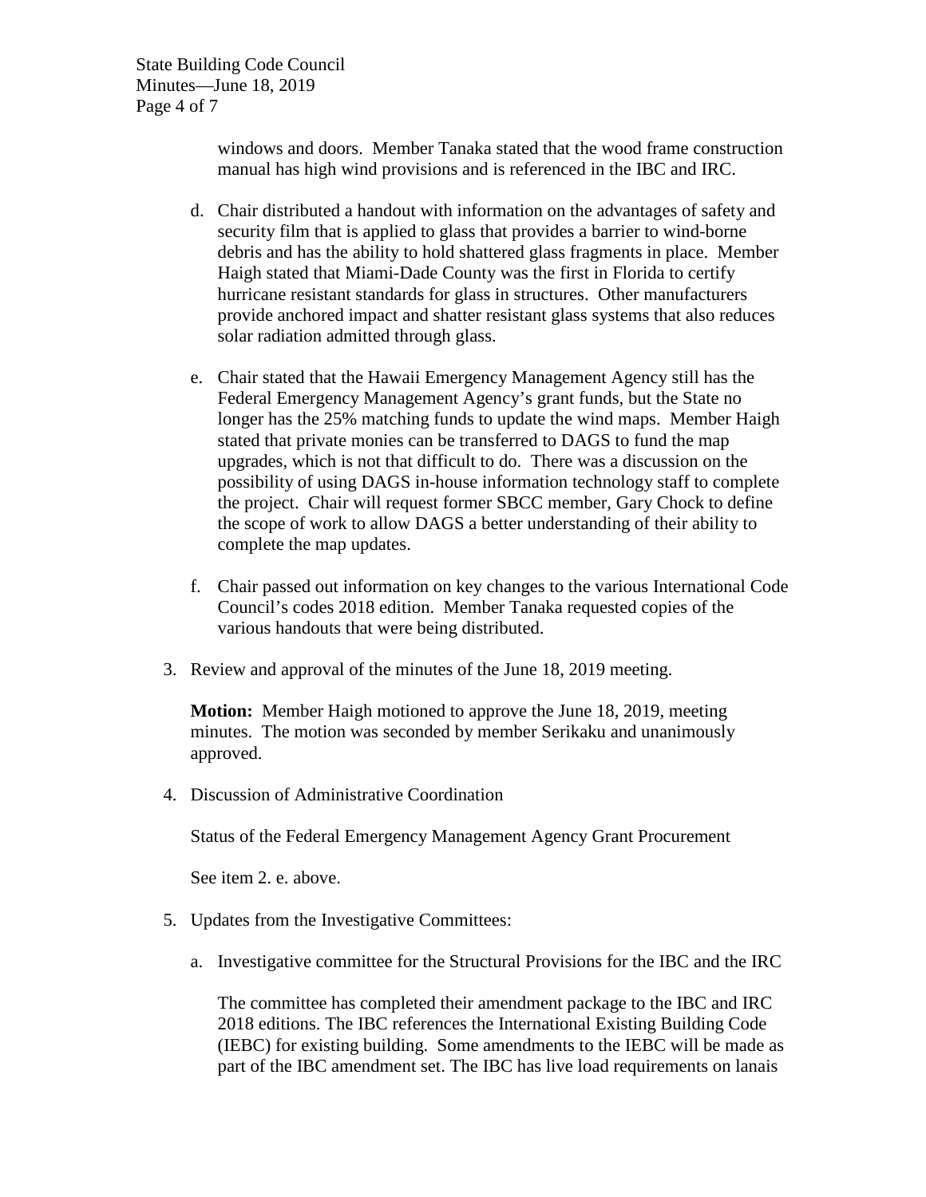windows and doors. Member Tanaka stated that the wood frame construction manual has high wind provisions and is referenced in the IBC and IRC.

d. Chair distributed a handout with information on the advantages of safety and security film that is applied to glass that provides a barrier to wind-borne debris and has the ability to hold shattered glass fragments in place. Member Haigh stated that Miami-Dade County was the first in Florida to certify hurricane resistant standards for glass in structures. Other manufacturers provide anchored impact and shatter resistant glass systems that also reduces solar radiation admitted through glass.

e. Chair stated that the Hawaii Emergency Management Agency still has the Federal Emergency Management Agency's grant funds, but the State no longer has the 25% matching funds to update the wind maps. Member Haigh stated that private monies can be transferred to DAGS to fund the map upgrades, which is not that difficult to do. There was a discussion on the possibility of using DAGS in-house information technology staff to complete the project. Chair will request former SBCC member, Gary Chock to define the scope of work to allow DAGS a better understanding of their ability to complete the map updates.

f. Chair passed out information on key changes to the various International Code Council's codes 2018 edition. Member Tanaka requested copies of the various handouts that were being distributed.

3. Review and approval of the minutes of the June 18, 2019 meeting.

   **Motion:** Member Haigh motioned to approve the June 18, 2019, meeting minutes. The motion was seconded by member Serikaku and unanimously approved.

4. Discussion of Administrative Coordination

   Status of the Federal Emergency Management Agency Grant Procurement

   See item 2. e. above.

5. Updates from the Investigative Committees:

   a. Investigative committee for the Structural Provisions for the IBC and the IRC

      The committee has completed their amendment package to the IBC and IRC 2018 editions. The IBC references the International Existing Building Code (IEBC) for existing building. Some amendments to the IEBC will be made as part of the IBC amendment set. The IBC has live load requirements on lanais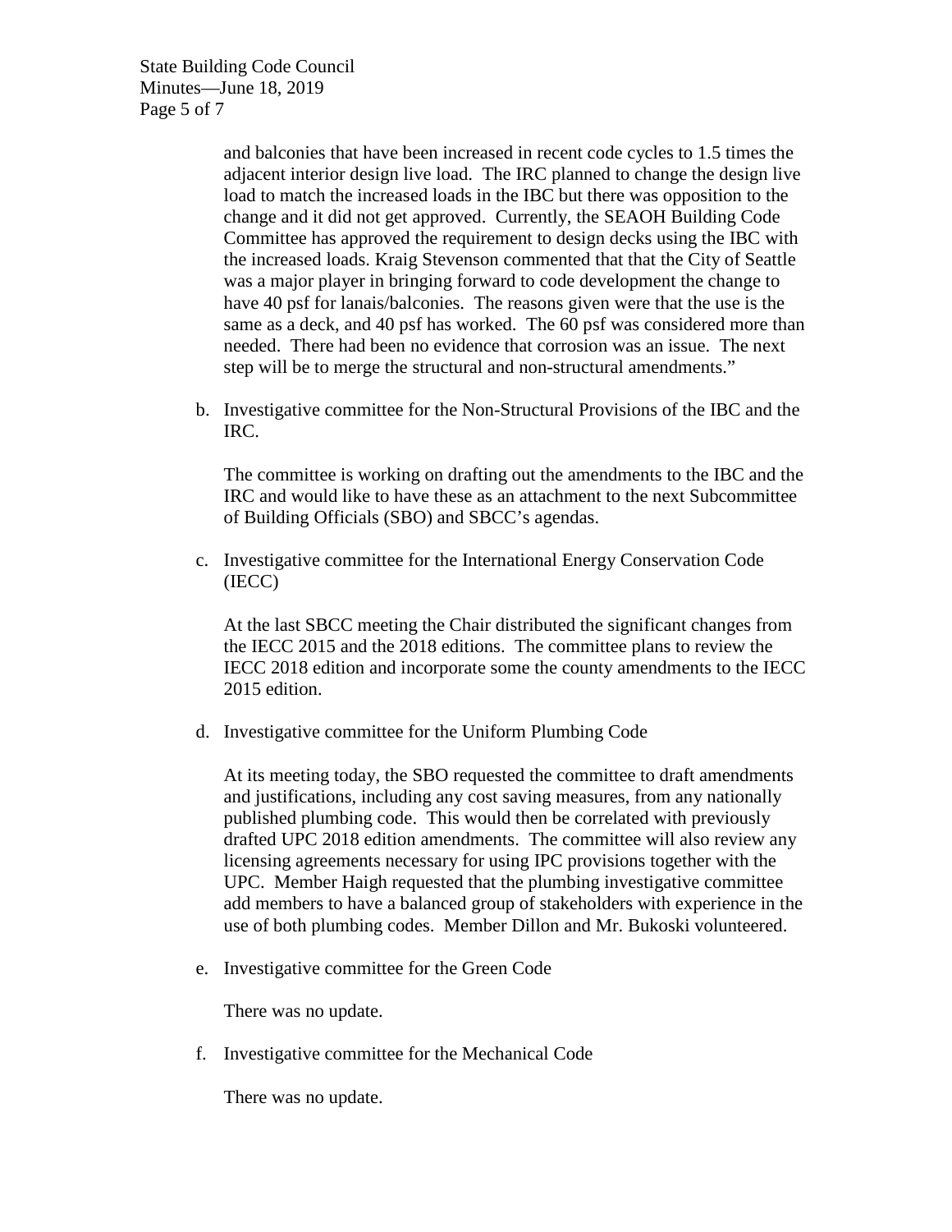and balconies that have been increased in recent code cycles to 1.5 times the adjacent interior design live load. The IRC planned to change the design live load to match the increased loads in the IBC but there was opposition to the change and it did not get approved. Currently, the SEAOH Building Code Committee has approved the requirement to design decks using the IBC with the increased loads. Kraig Stevenson commented that that the City of Seattle was a major player in bringing forward to code development the change to have 40 psf for lanais/balconies. The reasons given were that the use is the same as a deck, and 40 psf has worked. The 60 psf was considered more than needed. There had been no evidence that corrosion was an issue. The next step will be to merge the structural and non-structural amendments."

b. Investigative committee for the Non-Structural Provisions of the IBC and the IRC.

   The committee is working on drafting out the amendments to the IBC and the IRC and would like to have these as an attachment to the next Subcommittee of Building Officials (SBO) and SBCC's agendas.

c. Investigative committee for the International Energy Conservation Code (IECC)

   At the last SBCC meeting the Chair distributed the significant changes from the IECC 2015 and the 2018 editions. The committee plans to review the IECC 2018 edition and incorporate some the county amendments to the IECC 2015 edition.

d. Investigative committee for the Uniform Plumbing Code

   At its meeting today, the SBO requested the committee to draft amendments and justifications, including any cost saving measures, from any nationally published plumbing code. This would then be correlated with previously drafted UPC 2018 edition amendments. The committee will also review any licensing agreements necessary for using IPC provisions together with the UPC. Member Haigh requested that the plumbing investigative committee add members to have a balanced group of stakeholders with experience in the use of both plumbing codes. Member Dillon and Mr. Bukoski volunteered.

e. Investigative committee for the Green Code

   There was no update.

f. Investigative committee for the Mechanical Code

   There was no update.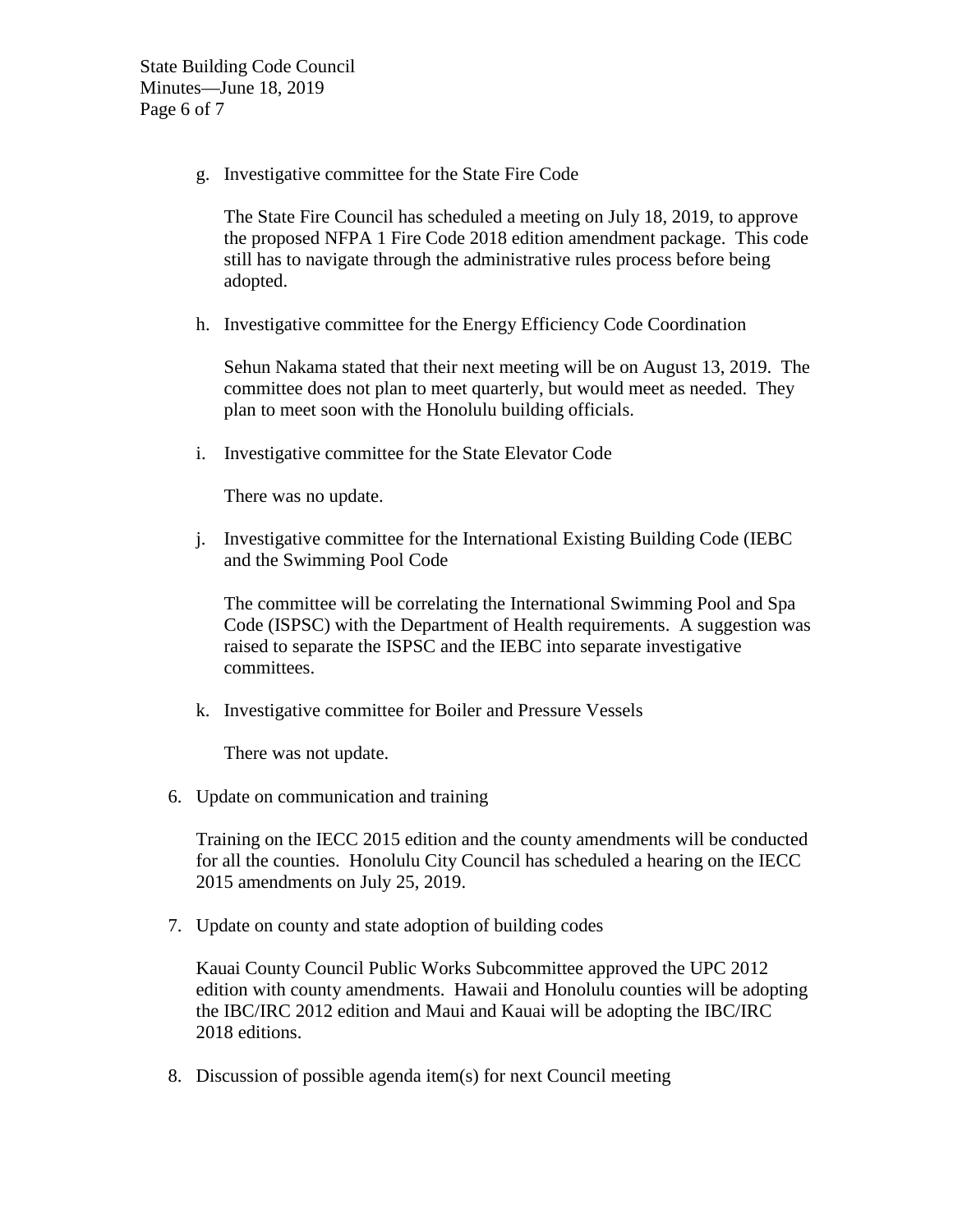g. Investigative committee for the State Fire Code

   The State Fire Council has scheduled a meeting on July 18, 2019, to approve the proposed NFPA 1 Fire Code 2018 edition amendment package. This code still has to navigate through the administrative rules process before being adopted.

h. Investigative committee for the Energy Efficiency Code Coordination

   Sehun Nakama stated that their next meeting will be on August 13, 2019. The committee does not plan to meet quarterly, but would meet as needed. They plan to meet soon with the Honolulu building officials.

i. Investigative committee for the State Elevator Code

   There was no update.

j. Investigative committee for the International Existing Building Code (IEBC and the Swimming Pool Code

   The committee will be correlating the International Swimming Pool and Spa Code (ISPSC) with the Department of Health requirements. A suggestion was raised to separate the ISPSC and the IEBC into separate investigative committees.

k. Investigative committee for Boiler and Pressure Vessels

   There was not update.

6. Update on communication and training

   Training on the IECC 2015 edition and the county amendments will be conducted for all the counties. Honolulu City Council has scheduled a hearing on the IECC 2015 amendments on July 25, 2019.

7. Update on county and state adoption of building codes

   Kauai County Council Public Works Subcommittee approved the UPC 2012 edition with county amendments. Hawaii and Honolulu counties will be adopting the IBC/IRC 2012 edition and Maui and Kauai will be adopting the IBC/IRC 2018 editions.

8. Discussion of possible agenda item(s) for next Council meeting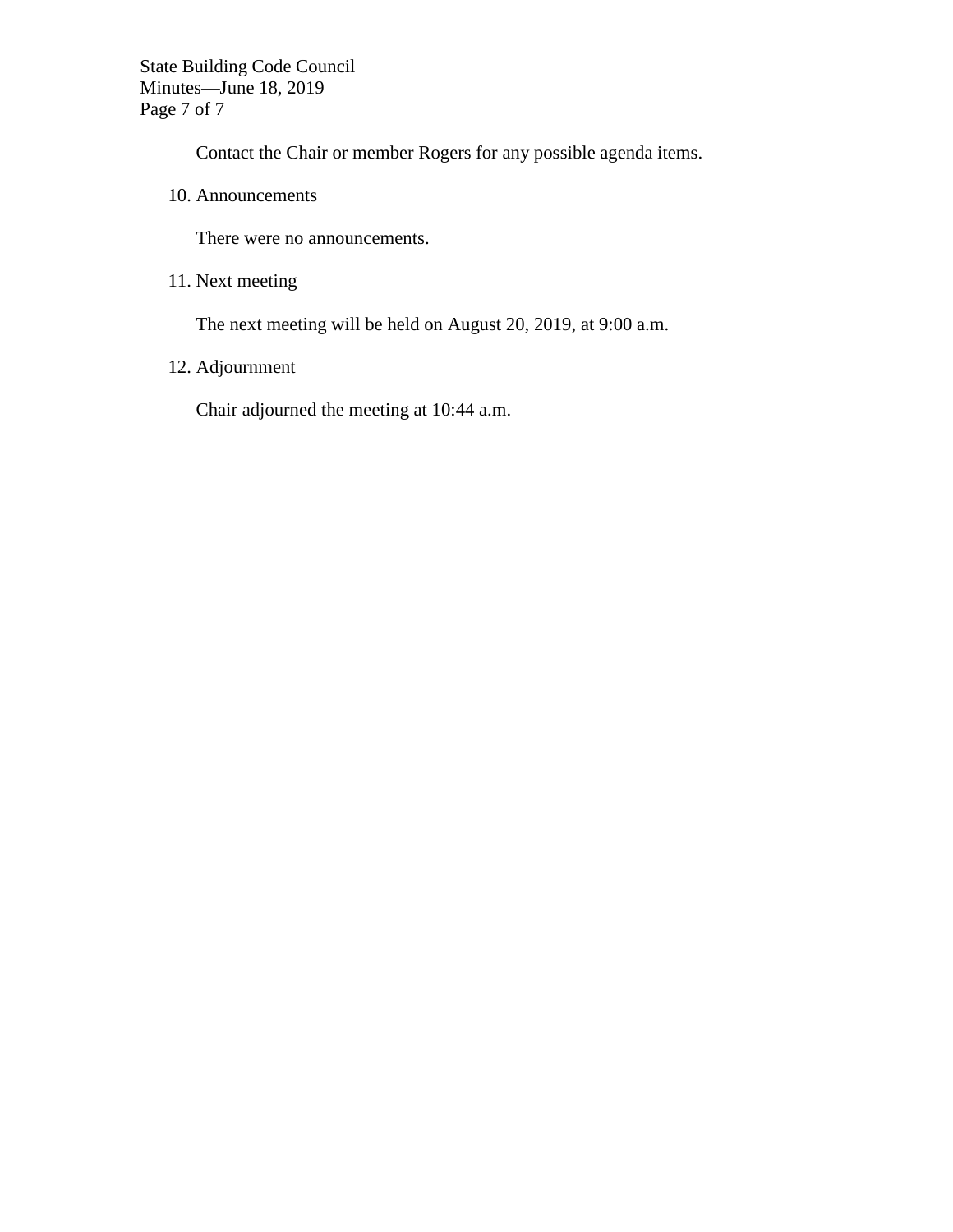Contact the Chair or member Rogers for any possible agenda items.

10. Announcements

    There were no announcements.

11. Next meeting

    The next meeting will be held on August 20, 2019, at 9:00 a.m.

12. Adjournment

    Chair adjourned the meeting at 10:44 a.m.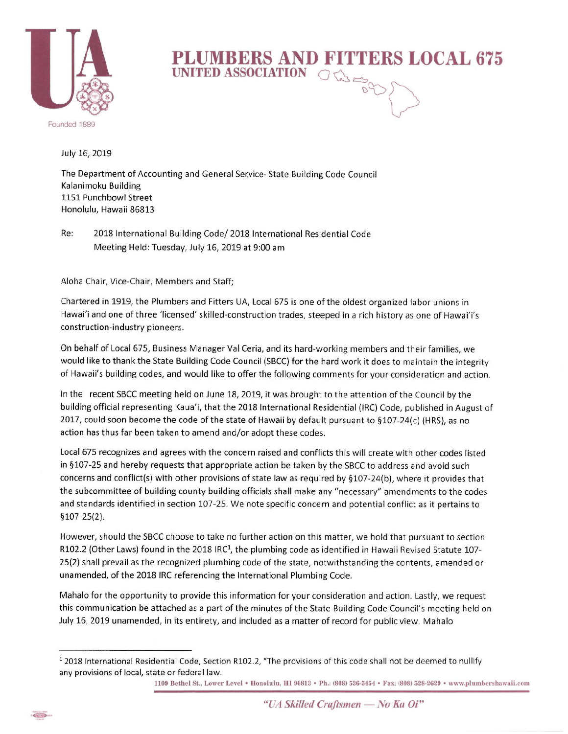# PLUMBERS AND FITTERS LOCAL 675

**UNITED ASSOCIATION**

Founded 1889

July 16, 2019

The Department of Accounting and General Service- State Building Code Council
Kalanimoku Building
1151 Punchbowl Street
Honolulu, Hawaii 86813

Re: 2018 International Building Code/ 2018 International Residential Code
Meeting Held: Tuesday, July 16, 2019 at 9:00 am

Aloha Chair, Vice-Chair, Members and Staff;

Chartered in 1919, the Plumbers and Fitters UA, Local 675 is one of the oldest organized labor unions in Hawai'i and one of three 'licensed' skilled-construction trades, steeped in a rich history as one of Hawai'i's construction-industry pioneers.

On behalf of Local 675, Business Manager Val Ceria, and its hard-working members and their families, we would like to thank the State Building Code Council (SBCC) for the hard work it does to maintain the integrity of Hawaii's building codes, and would like to offer the following comments for your consideration and action.

In the recent SBCC meeting held on June 18, 2019, it was brought to the attention of the Council by the building official representing Kaua'i, that the 2018 International Residential (IRC) Code, published in August of 2017, could soon become the code of the state of Hawaii by default pursuant to §107-24(c) (HRS), as no action has thus far been taken to amend and/or adopt these codes.

Local 675 recognizes and agrees with the concern raised and conflicts this will create with other codes listed in §107-25 and hereby requests that appropriate action be taken by the SBCC to address and avoid such concerns and conflict(s) with other provisions of state law as required by §107-24(b), where it provides that the subcommittee of building county building officials shall make any "necessary" amendments to the codes and standards identified in section 107-25. We note specific concern and potential conflict as it pertains to §107-25(2).

However, should the SBCC choose to take no further action on this matter, we hold that pursuant to section R102.2 (Other Laws) found in the 2018 IRC[1], the plumbing code as identified in Hawaii Revised Statute 107-25(2) shall prevail as the recognized plumbing code of the state, notwithstanding the contents, amended or unamended, of the 2018 IRC referencing the International Plumbing Code.

Mahalo for the opportunity to provide this information for your consideration and action. Lastly, we request this communication be attached as a part of the minutes of the State Building Code Council's meeting held on July 16, 2019 unamended, in its entirety, and included as a matter of record for public view. Mahalo

---

[1] 2018 International Residential Code, Section R102.2, "The provisions of this code shall not be deemed to nullify any provisions of local, state or federal law.

1109 Bethel St., Lower Level • Honolulu, HI 96813 • Ph.: (808) 536-5454 • Fax: (808) 528-2629 • www.plumbershawaii.com

*"UA Skilled Craftsmen — No Ka Oi"*